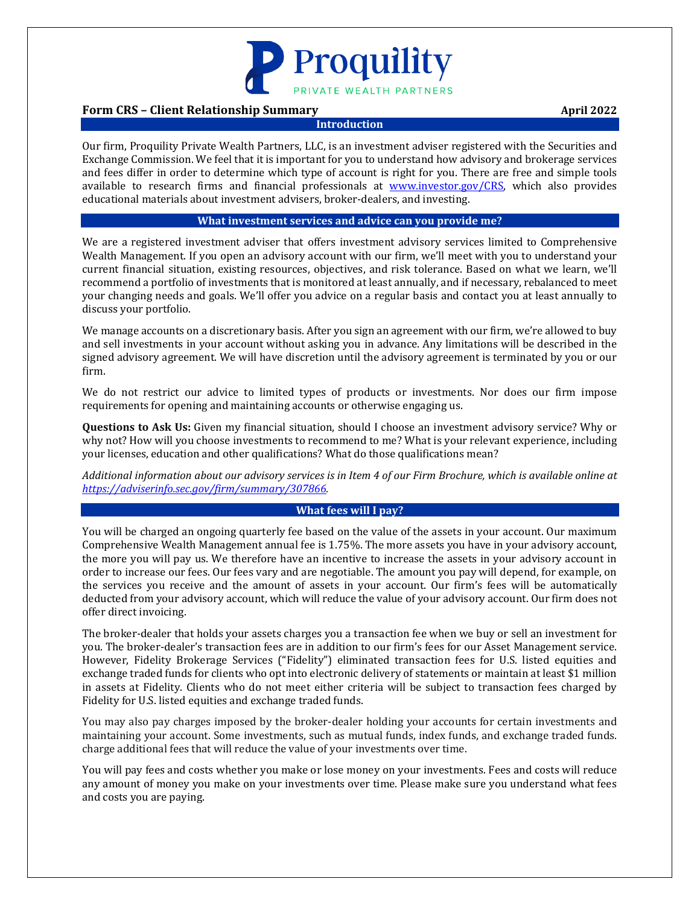Proquility

PRIVATE WEALTH PARTNERS

**Form CRS – Client Relationship Summary** **April 2022**

## Introduction

Our firm, Proquility Private Wealth Partners, LLC, is an investment adviser registered with the Securities and Exchange Commission. We feel that it is important for you to understand how advisory and brokerage services and fees differ in order to determine which type of account is right for you. There are free and simple tools available to research firms and financial professionals at [www.investor.gov/CRS](www.investor.gov/CRS), which also provides educational materials about investment advisers, broker-dealers, and investing.

## What investment services and advice can you provide me?

We are a registered investment adviser that offers investment advisory services limited to Comprehensive Wealth Management. If you open an advisory account with our firm, we'll meet with you to understand your current financial situation, existing resources, objectives, and risk tolerance. Based on what we learn, we'll recommend a portfolio of investments that is monitored at least annually, and if necessary, rebalanced to meet your changing needs and goals. We'll offer you advice on a regular basis and contact you at least annually to discuss your portfolio.

We manage accounts on a discretionary basis. After you sign an agreement with our firm, we're allowed to buy and sell investments in your account without asking you in advance. Any limitations will be described in the signed advisory agreement. We will have discretion until the advisory agreement is terminated by you or our firm.

We do not restrict our advice to limited types of products or investments. Nor does our firm impose requirements for opening and maintaining accounts or otherwise engaging us.

**Questions to Ask Us:** Given my financial situation, should I choose an investment advisory service? Why or why not? How will you choose investments to recommend to me? What is your relevant experience, including your licenses, education and other qualifications? What do those qualifications mean?

*Additional information about our advisory services is in Item 4 of our Firm Brochure, which is available online at [https://adviserinfo.sec.gov/firm/summary/307866](https://adviserinfo.sec.gov/firm/summary/307866).*

## What fees will I pay?

You will be charged an ongoing quarterly fee based on the value of the assets in your account. Our maximum Comprehensive Wealth Management annual fee is 1.75%. The more assets you have in your advisory account, the more you will pay us. We therefore have an incentive to increase the assets in your advisory account in order to increase our fees. Our fees vary and are negotiable. The amount you pay will depend, for example, on the services you receive and the amount of assets in your account. Our firm's fees will be automatically deducted from your advisory account, which will reduce the value of your advisory account. Our firm does not offer direct invoicing.

The broker-dealer that holds your assets charges you a transaction fee when we buy or sell an investment for you. The broker-dealer's transaction fees are in addition to our firm's fees for our Asset Management service. However, Fidelity Brokerage Services ("Fidelity") eliminated transaction fees for U.S. listed equities and exchange traded funds for clients who opt into electronic delivery of statements or maintain at least $1 million in assets at Fidelity. Clients who do not meet either criteria will be subject to transaction fees charged by Fidelity for U.S. listed equities and exchange traded funds.

You may also pay charges imposed by the broker-dealer holding your accounts for certain investments and maintaining your account. Some investments, such as mutual funds, index funds, and exchange traded funds. charge additional fees that will reduce the value of your investments over time.

You will pay fees and costs whether you make or lose money on your investments. Fees and costs will reduce any amount of money you make on your investments over time. Please make sure you understand what fees and costs you are paying.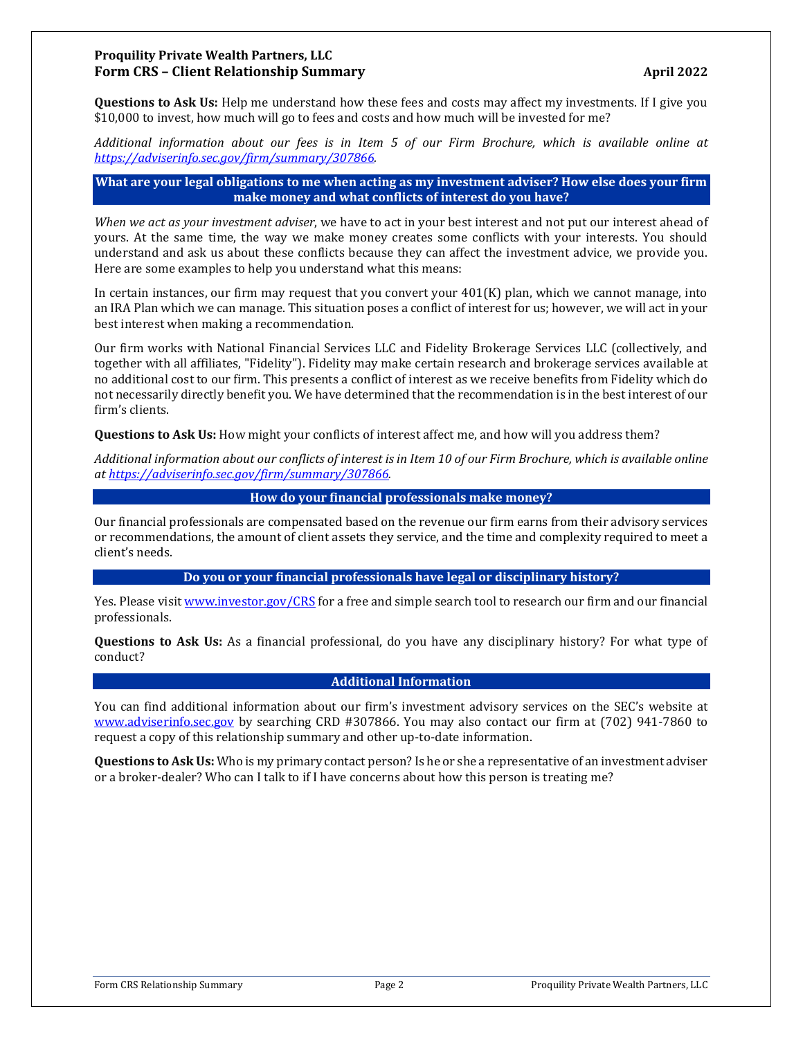**Questions to Ask Us:** Help me understand how these fees and costs may affect my investments. If I give you $10,000 to invest, how much will go to fees and costs and how much will be invested for me?

*Additional information about our fees is in Item 5 of our Firm Brochure, which is available online at https://adviserinfo.sec.gov/firm/summary/307866.*

## What are your legal obligations to me when acting as my investment adviser? How else does your firm make money and what conflicts of interest do you have?

*When we act as your investment adviser*, we have to act in your best interest and not put our interest ahead of yours. At the same time, the way we make money creates some conflicts with your interests. You should understand and ask us about these conflicts because they can affect the investment advice, we provide you. Here are some examples to help you understand what this means:

In certain instances, our firm may request that you convert your 401(K) plan, which we cannot manage, into an IRA Plan which we can manage. This situation poses a conflict of interest for us; however, we will act in your best interest when making a recommendation.

Our firm works with National Financial Services LLC and Fidelity Brokerage Services LLC (collectively, and together with all affiliates, "Fidelity"). Fidelity may make certain research and brokerage services available at no additional cost to our firm. This presents a conflict of interest as we receive benefits from Fidelity which do not necessarily directly benefit you. We have determined that the recommendation is in the best interest of our firm's clients.

**Questions to Ask Us:** How might your conflicts of interest affect me, and how will you address them?

*Additional information about our conflicts of interest is in Item 10 of our Firm Brochure, which is available online at https://adviserinfo.sec.gov/firm/summary/307866.*

## How do your financial professionals make money?

Our financial professionals are compensated based on the revenue our firm earns from their advisory services or recommendations, the amount of client assets they service, and the time and complexity required to meet a client's needs.

## Do you or your financial professionals have legal or disciplinary history?

Yes. Please visit www.investor.gov/CRS for a free and simple search tool to research our firm and our financial professionals.

**Questions to Ask Us:** As a financial professional, do you have any disciplinary history? For what type of conduct?

## Additional Information

You can find additional information about our firm's investment advisory services on the SEC's website at www.adviserinfo.sec.gov by searching CRD #307866. You may also contact our firm at (702) 941-7860 to request a copy of this relationship summary and other up-to-date information.

**Questions to Ask Us:** Who is my primary contact person? Is he or she a representative of an investment adviser or a broker-dealer? Who can I talk to if I have concerns about how this person is treating me?